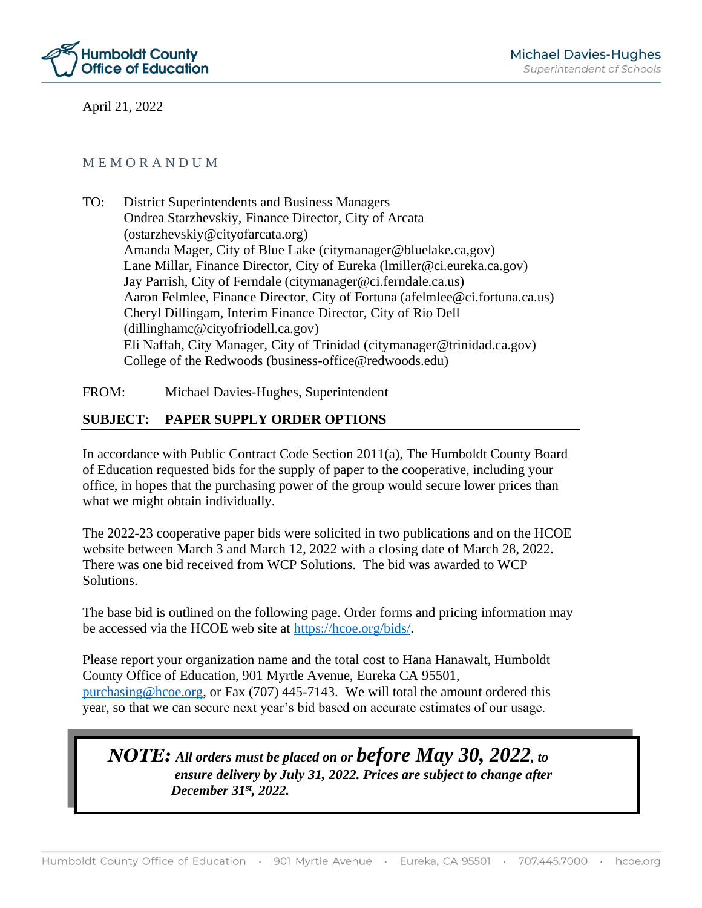**Humboldt County Office of Education**

Michael Davies-Hughes
*Superintendent of Schools*

April 21, 2022

M E M O R A N D U M

TO: District Superintendents and Business Managers
Ondrea Starzhevskiy, Finance Director, City of Arcata (ostarzhevskiy@cityofarcata.org)
Amanda Mager, City of Blue Lake (citymanager@bluelake.ca,gov)
Lane Millar, Finance Director, City of Eureka (lmiller@ci.eureka.ca.gov)
Jay Parrish, City of Ferndale (citymanager@ci.ferndale.ca.us)
Aaron Felmlee, Finance Director, City of Fortuna (afelmlee@ci.fortuna.ca.us)
Cheryl Dillingam, Interim Finance Director, City of Rio Dell (dillinghamc@cityofriodell.ca.gov)
Eli Naffah, City Manager, City of Trinidad (citymanager@trinidad.ca.gov)
College of the Redwoods (business-office@redwoods.edu)

FROM: Michael Davies-Hughes, Superintendent

**SUBJECT: PAPER SUPPLY ORDER OPTIONS**

In accordance with Public Contract Code Section 2011(a), The Humboldt County Board of Education requested bids for the supply of paper to the cooperative, including your office, in hopes that the purchasing power of the group would secure lower prices than what we might obtain individually.

The 2022-23 cooperative paper bids were solicited in two publications and on the HCOE website between March 3 and March 12, 2022 with a closing date of March 28, 2022. There was one bid received from WCP Solutions. The bid was awarded to WCP Solutions.

The base bid is outlined on the following page. Order forms and pricing information may be accessed via the HCOE web site at https://hcoe.org/bids/.

Please report your organization name and the total cost to Hana Hanawalt, Humboldt County Office of Education, 901 Myrtle Avenue, Eureka CA 95501, purchasing@hcoe.org, or Fax (707) 445-7143. We will total the amount ordered this year, so that we can secure next year's bid based on accurate estimates of our usage.

***NOTE:* *All orders must be placed on or before May 30, 2022, to ensure delivery by July 31, 2022. Prices are subject to change after December 31st, 2022.***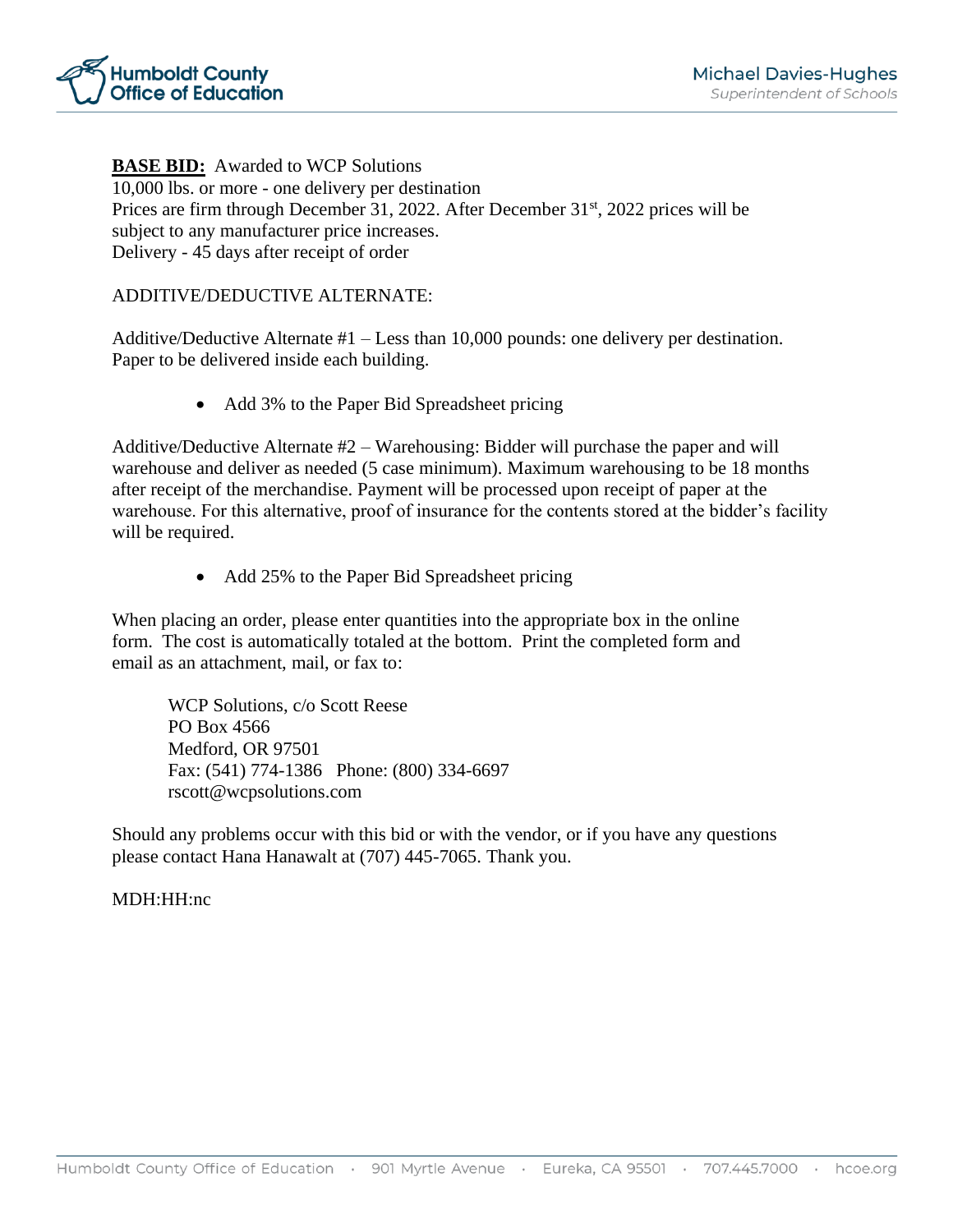**BASE BID:** Awarded to WCP Solutions
10,000 lbs. or more - one delivery per destination
Prices are firm through December 31, 2022. After December 31st, 2022 prices will be subject to any manufacturer price increases.
Delivery - 45 days after receipt of order

ADDITIVE/DEDUCTIVE ALTERNATE:

Additive/Deductive Alternate #1 – Less than 10,000 pounds: one delivery per destination. Paper to be delivered inside each building.

- Add 3% to the Paper Bid Spreadsheet pricing

Additive/Deductive Alternate #2 – Warehousing: Bidder will purchase the paper and will warehouse and deliver as needed (5 case minimum). Maximum warehousing to be 18 months after receipt of the merchandise. Payment will be processed upon receipt of paper at the warehouse. For this alternative, proof of insurance for the contents stored at the bidder's facility will be required.

- Add 25% to the Paper Bid Spreadsheet pricing

When placing an order, please enter quantities into the appropriate box in the online form. The cost is automatically totaled at the bottom. Print the completed form and email as an attachment, mail, or fax to:

WCP Solutions, c/o Scott Reese
PO Box 4566
Medford, OR 97501
Fax: (541) 774-1386 Phone: (800) 334-6697
rscott@wcpsolutions.com

Should any problems occur with this bid or with the vendor, or if you have any questions please contact Hana Hanawalt at (707) 445-7065. Thank you.

MDH:HH:nc